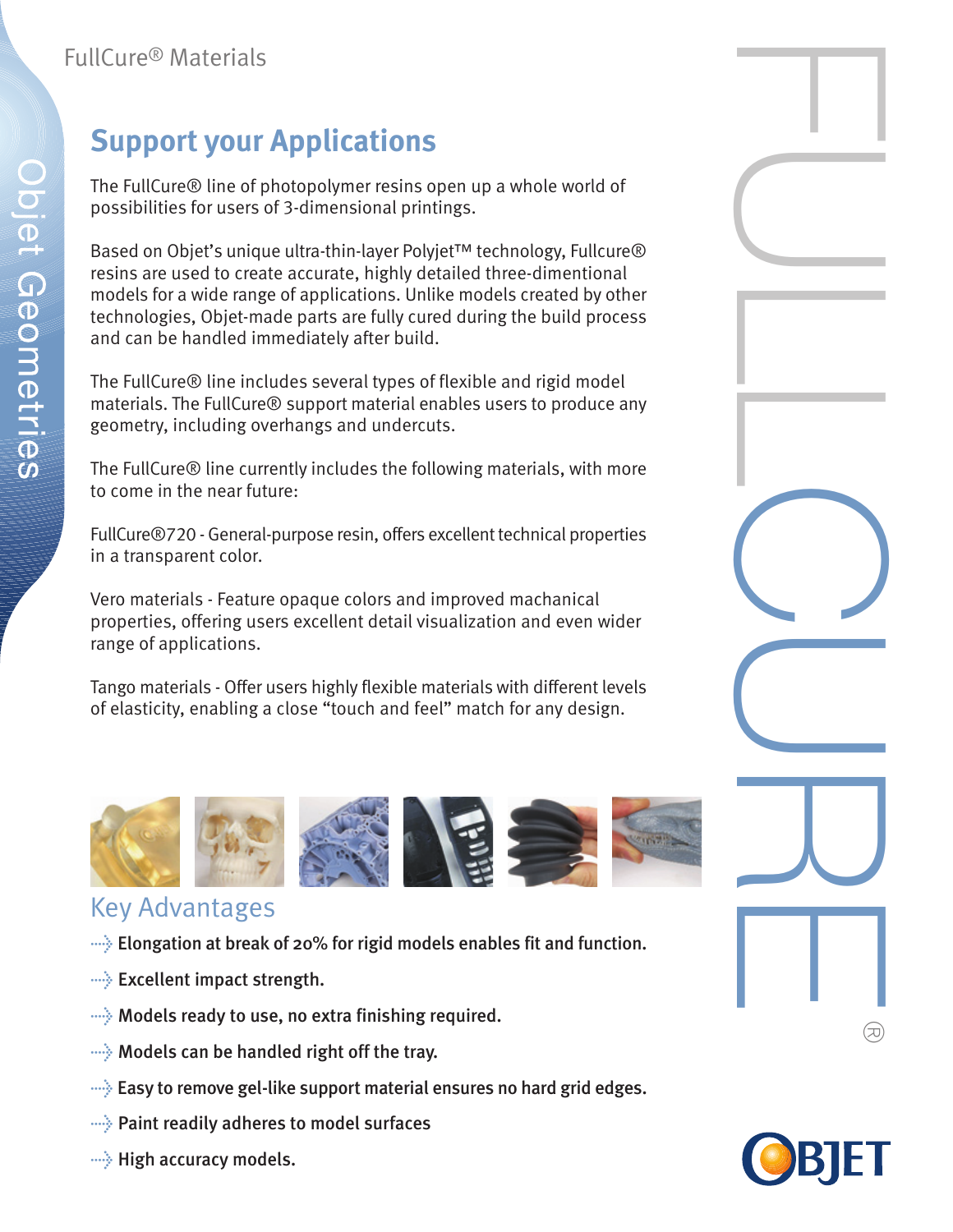FullCure® Materials

# Support your Applications

The FullCure® line of photopolymer resins open up a whole world of possibilities for users of 3-dimensional printings.

Based on Objet's unique ultra-thin-layer Polyjet™ technology, Fullcure® resins are used to create accurate, highly detailed three-dimentional models for a wide range of applications. Unlike models created by other technologies, Objet-made parts are fully cured during the build process and can be handled immediately after build.

The FullCure® line includes several types of flexible and rigid model materials. The FullCure® support material enables users to produce any geometry, including overhangs and undercuts.

The FullCure® line currently includes the following materials, with more to come in the near future:

FullCure®720 - General-purpose resin, offers excellent technical properties in a transparent color.

Vero materials - Feature opaque colors and improved machanical properties, offering users excellent detail visualization and even wider range of applications.

Tango materials - Offer users highly flexible materials with different levels of elasticity, enabling a close "touch and feel" match for any design.

## Key Advantages

- **Elongation at break of 20% for rigid models enables fit and function.**
- **Excellent impact strength.**
- **Models ready to use, no extra finishing required.**
- **Models can be handled right off the tray.**
- **Easy to remove gel-like support material ensures no hard grid edges.**
- **Paint readily adheres to model surfaces**
- **High accuracy models.**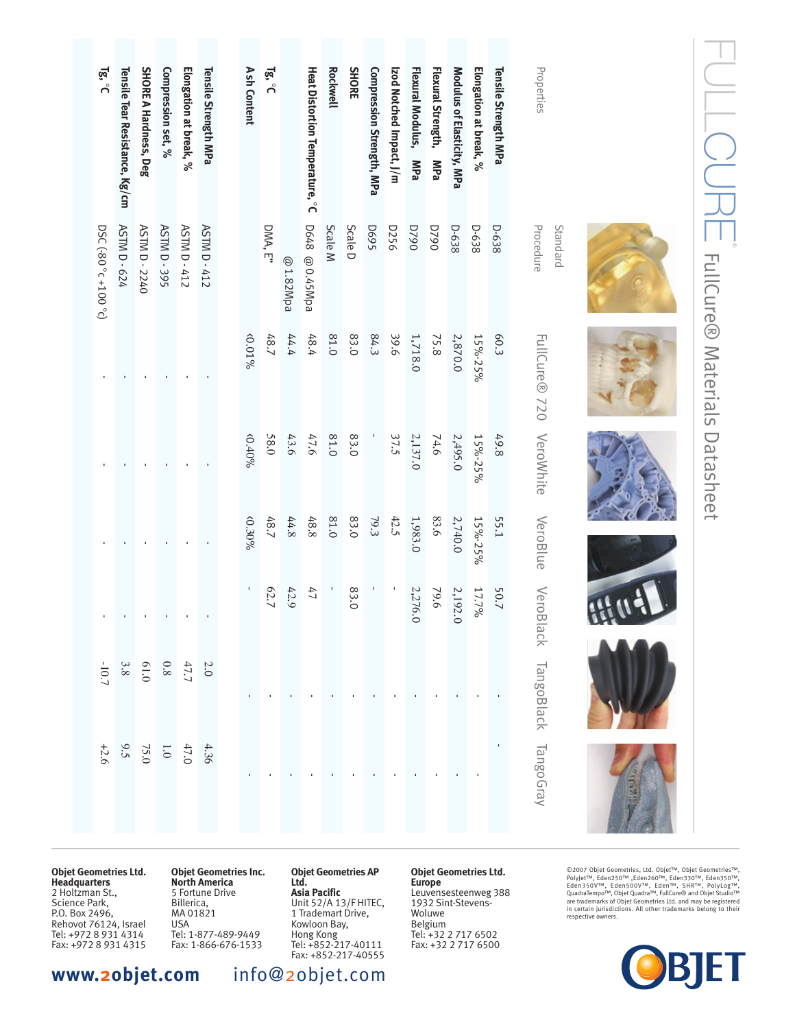# FULLCURE® FullCure® Materials Datasheet

| Properties | Standard Procedure | FullCure® 720 | VeroWhite | VeroBlue | VeroBlack | TangoBlack | TangoGray |
|---|---|---|---|---|---|---|---|
| **Tensile Strength MPa** | D-638 | 60.3 | 49.8 | 55.1 | 50.7 | - | - |
| **Elongation at break, %** | D-638 | 15%-25% | 15%-25% | 15%-25% | 17.7% | - | - |
| **Modulus of Elasticity, MPa** | D-638 | 2,870.0 | 2,495.0 | 2,740.0 | 2,192.0 | - | - |
| **Flexural Strength, MPa** | D790 | 75.8 | 74.6 | 83.6 | 79.6 | - | - |
| **Flexural Modulus, MPa** | D790 | 1,718.0 | 2,137.0 | 1,983.0 | 2,276.0 | - | - |
| **Izod Notched Impact, J/m** | D256 | 39.6 | 37.5 | 42.5 | - | - | - |
| **Compression Strength, MPa** | D695 | 84.3 | - | 79.3 | - | - | - |
| **SHORE** | Scale D | 83.0 | 83.0 | 83.0 | 83.0 | - | - |
| **Rockwell** | Scale M | 81.0 | 81.0 | 81.0 | - | - | - |
| **Heat Distortion Temperature, °C** | D648 @0.45Mpa | 48.4 | 47.6 | 48.8 | 47 | - | - |
| | @1.82Mpa | 44.4 | 43.6 | 44.8 | 42.9 | - | - |
| **Tg, °C** | DMA, E" | 48.7 | 58.0 | 48.7 | 62.7 | - | - |
| **Ash Content** | | <0.01% | <0.40% | <0.30% | - | - | - |
| **Tensile Strength MPa** | ASTM D-412 | - | - | - | - | 2.0 | 4.36 |
| **Elongation at break, %** | ASTM D-412 | - | - | - | - | 47.7 | 47.0 |
| **Compression set, %** | ASTM D-395 | - | - | - | - | 0.8 | 1.0 |
| **SHORE A Hardness, Deg** | ASTM D-2240 | - | - | - | - | 61.0 | 75.0 |
| **Tensile Tear Resistance, Kg/cm** | ASTM D-624 | - | - | - | - | 3.8 | 9.5 |
| **Tg, °C** | DSC (-80 °c +100 °c) | - | - | - | - | -10.7 | +2.6 |

**Objet Geometries Ltd.**
**Headquarters**
2 Holtzman St.,
Science Park,
P.O. Box 2496,
Rehovot 76124, Israel
Tel: +972 8 931 4314
Fax: +972 8 931 4315

**Objet Geometries Inc.**
**North America**
5 Fortune Drive
Billerica,
MA 01821
USA
Tel: 1-877-489-9449
Fax: 1-866-676-1533

**Objet Geometries AP Ltd.**
**Asia Pacific**
Unit 52/A 13/F HITEC,
1 Trademart Drive,
Kowloon Bay,
Hong Kong
Tel: +852-217-40111
Fax: +852-217-40555

**Objet Geometries Ltd.**
**Europe**
Leuvensesteenweg 388
1932 Sint-Stevens-Woluwe
Belgium
Tel: +32 2 717 6502
Fax: +32 2 717 6500

©2007 Objet Geometries, Ltd. Objet™, Objet Geometries™, PolyJet™, Eden250™ ,Eden260™, Eden330™, Eden350™, Eden350V™, Eden500V™, Eden™, SHR™, PolyLog™, QuadraTempo™, Objet Quadra™, FullCure® and Objet Studio™ are trademarks of Objet Geometries Ltd. and may be registered in certain jurisdictions. All other trademarks belong to their respective owners.

**www.2objet.com** info@2objet.com

OBJET